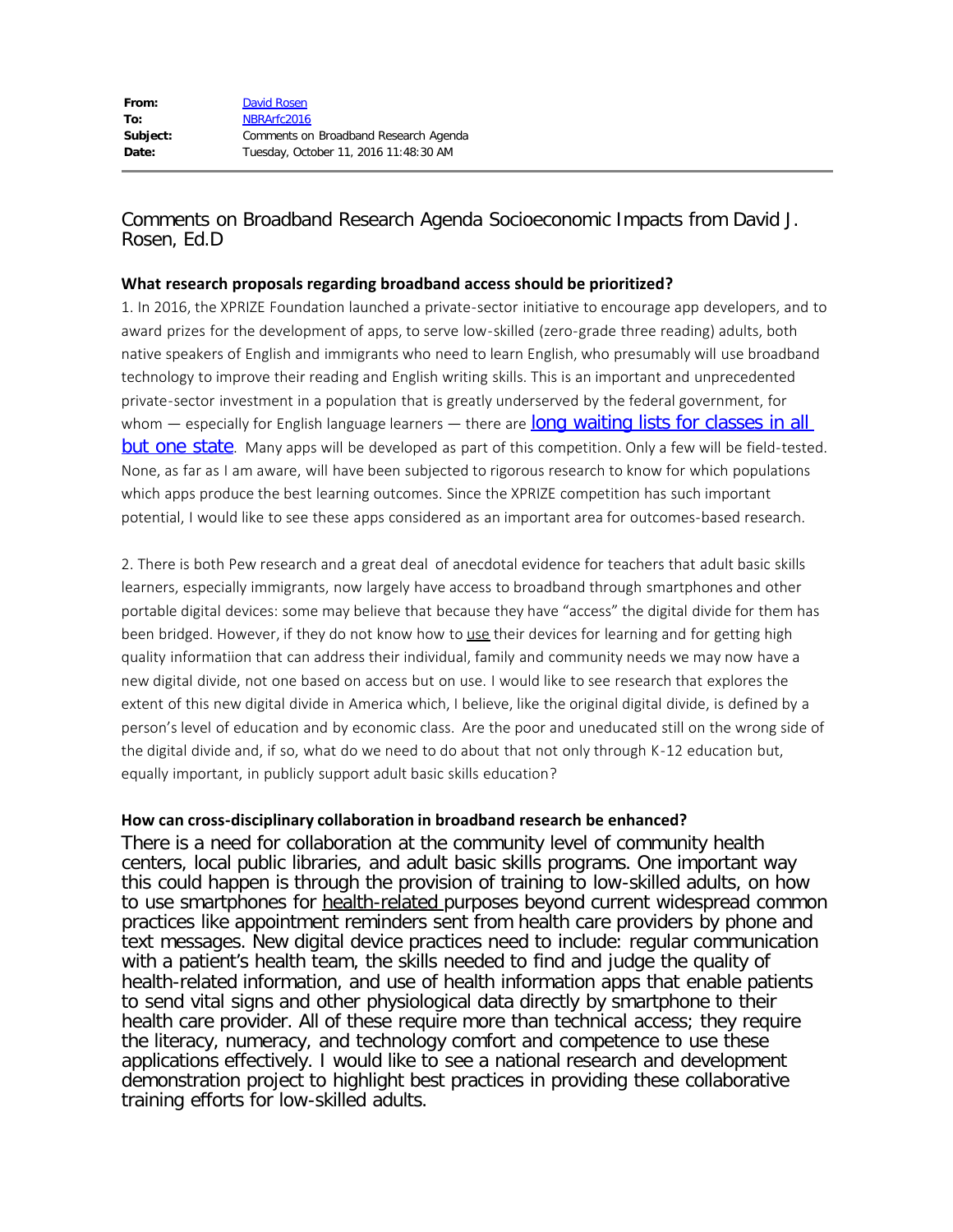| | |
|---|---|
| **From:** | David Rosen |
| **To:** | NBRArfc2016 |
| **Subject:** | Comments on Broadband Research Agenda |
| **Date:** | Tuesday, October 11, 2016 11:48:30 AM |

# Comments on Broadband Research Agenda Socioeconomic Impacts from David J. Rosen, Ed.D

**What research proposals regarding broadband access should be prioritized?**

1. In 2016, the XPRIZE Foundation launched a private-sector initiative to encourage app developers, and to award prizes for the development of apps, to serve low-skilled (zero-grade three reading) adults, both native speakers of English and immigrants who need to learn English, who presumably will use broadband technology to improve their reading and English writing skills. This is an important and unprecedented private-sector investment in a population that is greatly underserved by the federal government, for whom — especially for English language learners — there are long waiting lists for classes in all but one state. Many apps will be developed as part of this competition. Only a few will be field-tested. None, as far as I am aware, will have been subjected to rigorous research to know for which populations which apps produce the best learning outcomes. Since the XPRIZE competition has such important potential, I would like to see these apps considered as an important area for outcomes-based research.

2. There is both Pew research and a great deal of anecdotal evidence for teachers that adult basic skills learners, especially immigrants, now largely have access to broadband through smartphones and other portable digital devices: some may believe that because they have "access" the digital divide for them has been bridged. However, if they do not know how to use their devices for learning and for getting high quality informatiion that can address their individual, family and community needs we may now have a new digital divide, not one based on access but on use. I would like to see research that explores the extent of this new digital divide in America which, I believe, like the original digital divide, is defined by a person's level of education and by economic class. Are the poor and uneducated still on the wrong side of the digital divide and, if so, what do we need to do about that not only through K-12 education but, equally important, in publicly support adult basic skills education?

**How can cross-disciplinary collaboration in broadband research be enhanced?**

There is a need for collaboration at the community level of community health centers, local public libraries, and adult basic skills programs. One important way this could happen is through the provision of training to low-skilled adults, on how to use smartphones for health-related purposes beyond current widespread common practices like appointment reminders sent from health care providers by phone and text messages. New digital device practices need to include: regular communication with a patient's health team, the skills needed to find and judge the quality of health-related information, and use of health information apps that enable patients to send vital signs and other physiological data directly by smartphone to their health care provider. All of these require more than technical access; they require the literacy, numeracy, and technology comfort and competence to use these applications effectively. I would like to see a national research and development demonstration project to highlight best practices in providing these collaborative training efforts for low-skilled adults.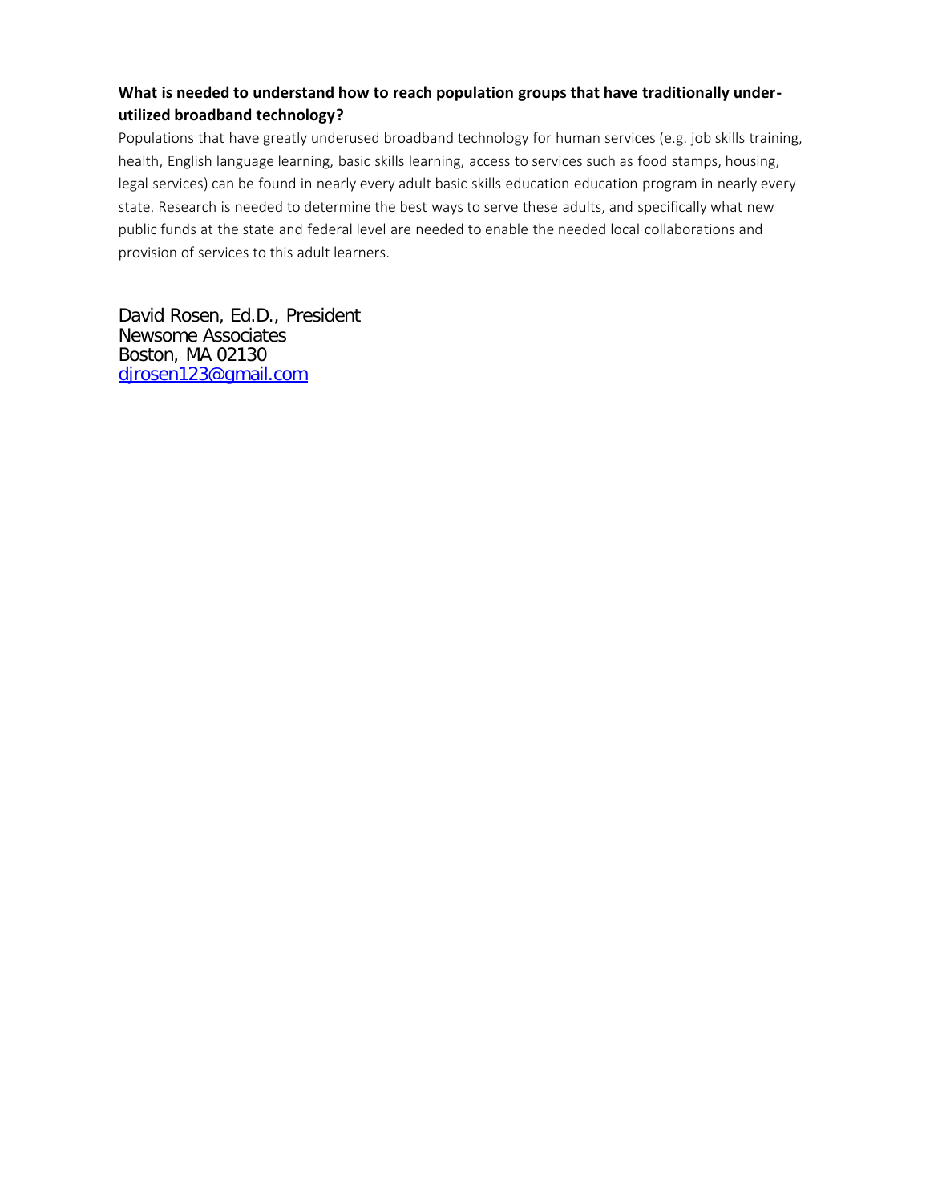**What is needed to understand how to reach population groups that have traditionally under-utilized broadband technology?**

Populations that have greatly underused broadband technology for human services (e.g. job skills training, health, English language learning, basic skills learning, access to services such as food stamps, housing, legal services) can be found in nearly every adult basic skills education education program in nearly every state. Research is needed to determine the best ways to serve these adults, and specifically what new public funds at the state and federal level are needed to enable the needed local collaborations and provision of services to this adult learners.

David Rosen, Ed.D., President
Newsome Associates
Boston, MA 02130
djrosen123@gmail.com